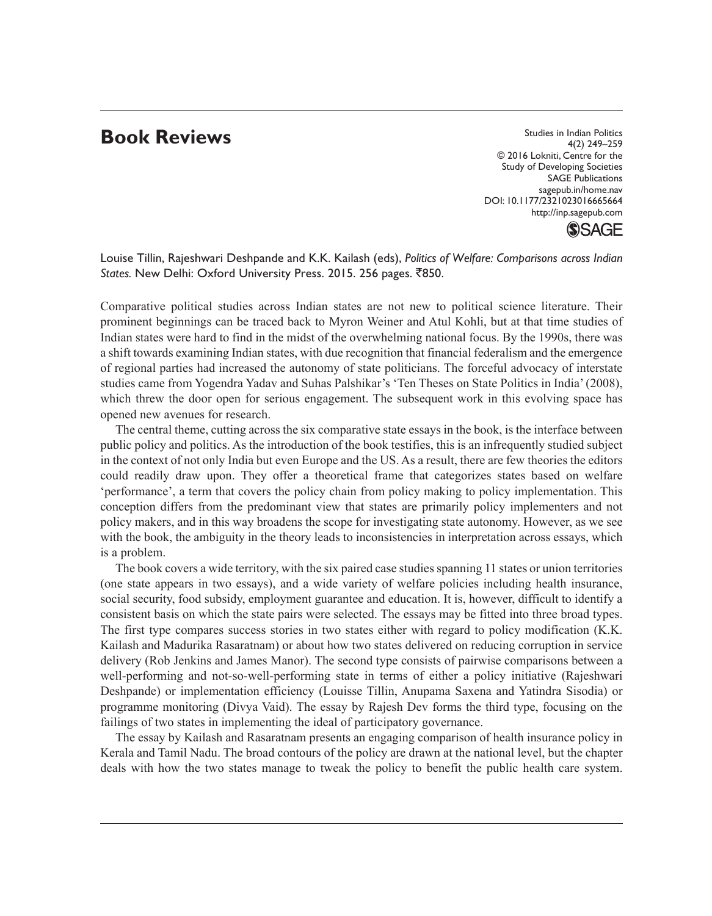# Book Reviews

Louise Tillin, Rajeshwari Deshpande and K.K. Kailash (eds), *Politics of Welfare: Comparisons across Indian States.* New Delhi: Oxford University Press. 2015. 256 pages. ₹850.

Comparative political studies across Indian states are not new to political science literature. Their prominent beginnings can be traced back to Myron Weiner and Atul Kohli, but at that time studies of Indian states were hard to find in the midst of the overwhelming national focus. By the 1990s, there was a shift towards examining Indian states, with due recognition that financial federalism and the emergence of regional parties had increased the autonomy of state politicians. The forceful advocacy of interstate studies came from Yogendra Yadav and Suhas Palshikar's 'Ten Theses on State Politics in India' (2008), which threw the door open for serious engagement. The subsequent work in this evolving space has opened new avenues for research.

The central theme, cutting across the six comparative state essays in the book, is the interface between public policy and politics. As the introduction of the book testifies, this is an infrequently studied subject in the context of not only India but even Europe and the US. As a result, there are few theories the editors could readily draw upon. They offer a theoretical frame that categorizes states based on welfare 'performance', a term that covers the policy chain from policy making to policy implementation. This conception differs from the predominant view that states are primarily policy implementers and not policy makers, and in this way broadens the scope for investigating state autonomy. However, as we see with the book, the ambiguity in the theory leads to inconsistencies in interpretation across essays, which is a problem.

The book covers a wide territory, with the six paired case studies spanning 11 states or union territories (one state appears in two essays), and a wide variety of welfare policies including health insurance, social security, food subsidy, employment guarantee and education. It is, however, difficult to identify a consistent basis on which the state pairs were selected. The essays may be fitted into three broad types. The first type compares success stories in two states either with regard to policy modification (K.K. Kailash and Madurika Rasaratnam) or about how two states delivered on reducing corruption in service delivery (Rob Jenkins and James Manor). The second type consists of pairwise comparisons between a well-performing and not-so-well-performing state in terms of either a policy initiative (Rajeshwari Deshpande) or implementation efficiency (Louisse Tillin, Anupama Saxena and Yatindra Sisodia) or programme monitoring (Divya Vaid). The essay by Rajesh Dev forms the third type, focusing on the failings of two states in implementing the ideal of participatory governance.

The essay by Kailash and Rasaratnam presents an engaging comparison of health insurance policy in Kerala and Tamil Nadu. The broad contours of the policy are drawn at the national level, but the chapter deals with how the two states manage to tweak the policy to benefit the public health care system.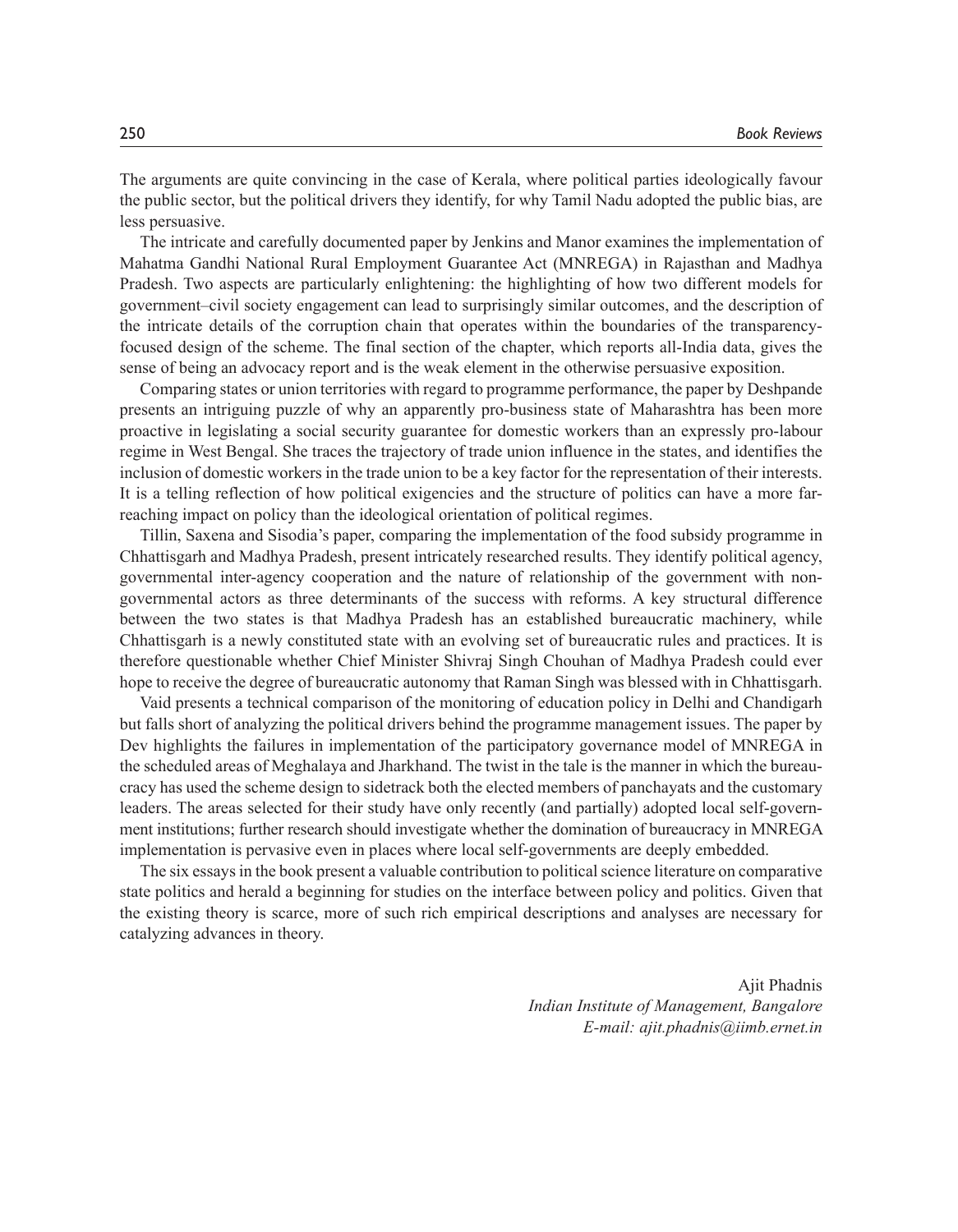The arguments are quite convincing in the case of Kerala, where political parties ideologically favour the public sector, but the political drivers they identify, for why Tamil Nadu adopted the public bias, are less persuasive.

The intricate and carefully documented paper by Jenkins and Manor examines the implementation of Mahatma Gandhi National Rural Employment Guarantee Act (MNREGA) in Rajasthan and Madhya Pradesh. Two aspects are particularly enlightening: the highlighting of how two different models for government–civil society engagement can lead to surprisingly similar outcomes, and the description of the intricate details of the corruption chain that operates within the boundaries of the transparency-focused design of the scheme. The final section of the chapter, which reports all-India data, gives the sense of being an advocacy report and is the weak element in the otherwise persuasive exposition.

Comparing states or union territories with regard to programme performance, the paper by Deshpande presents an intriguing puzzle of why an apparently pro-business state of Maharashtra has been more proactive in legislating a social security guarantee for domestic workers than an expressly pro-labour regime in West Bengal. She traces the trajectory of trade union influence in the states, and identifies the inclusion of domestic workers in the trade union to be a key factor for the representation of their interests. It is a telling reflection of how political exigencies and the structure of politics can have a more far-reaching impact on policy than the ideological orientation of political regimes.

Tillin, Saxena and Sisodia's paper, comparing the implementation of the food subsidy programme in Chhattisgarh and Madhya Pradesh, present intricately researched results. They identify political agency, governmental inter-agency cooperation and the nature of relationship of the government with non-governmental actors as three determinants of the success with reforms. A key structural difference between the two states is that Madhya Pradesh has an established bureaucratic machinery, while Chhattisgarh is a newly constituted state with an evolving set of bureaucratic rules and practices. It is therefore questionable whether Chief Minister Shivraj Singh Chouhan of Madhya Pradesh could ever hope to receive the degree of bureaucratic autonomy that Raman Singh was blessed with in Chhattisgarh.

Vaid presents a technical comparison of the monitoring of education policy in Delhi and Chandigarh but falls short of analyzing the political drivers behind the programme management issues. The paper by Dev highlights the failures in implementation of the participatory governance model of MNREGA in the scheduled areas of Meghalaya and Jharkhand. The twist in the tale is the manner in which the bureaucracy has used the scheme design to sidetrack both the elected members of panchayats and the customary leaders. The areas selected for their study have only recently (and partially) adopted local self-government institutions; further research should investigate whether the domination of bureaucracy in MNREGA implementation is pervasive even in places where local self-governments are deeply embedded.

The six essays in the book present a valuable contribution to political science literature on comparative state politics and herald a beginning for studies on the interface between policy and politics. Given that the existing theory is scarce, more of such rich empirical descriptions and analyses are necessary for catalyzing advances in theory.

Ajit Phadnis
*Indian Institute of Management, Bangalore*
*E-mail: ajit.phadnis@iimb.ernet.in*